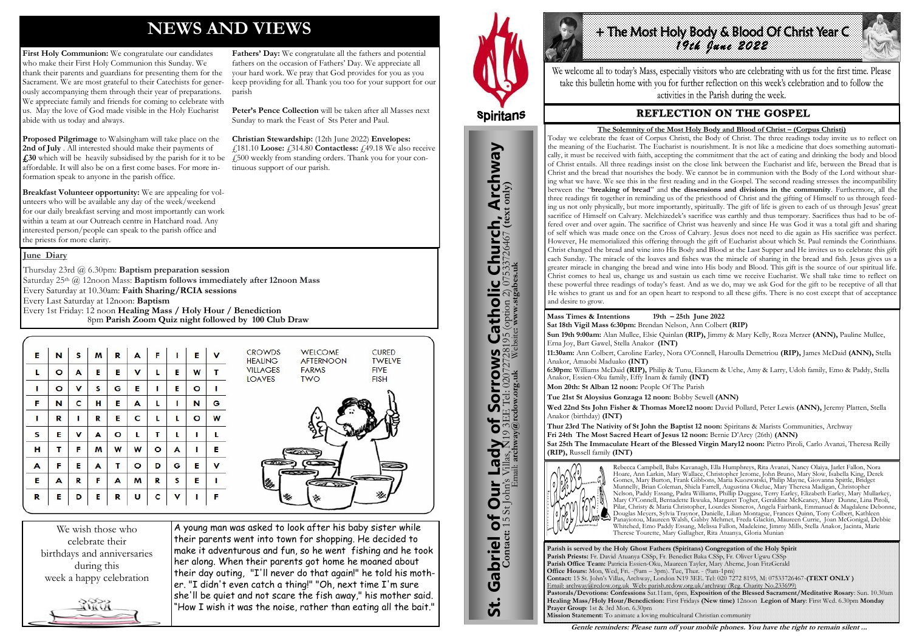# NEWS AND VIEWS

**First Holy Communion:** We congratulate our candidates who make their First Holy Communion this Sunday. We thank their parents and guardians for presenting them for the Sacrament. We are most grateful to their Catechists for generously accompanying them through their year of preparations. We appreciate family and friends for coming to celebrate with us. May the love of God made visible in the Holy Eucharist abide with us today and always.

**Proposed Pilgrimage** to Walsingham will take place on the **2nd of July**. All interested should make their payments of **£30** which will be heavily subsidised by the parish for it to be affordable. It will also be on a first come bases. For more information speak to anyone in the parish office.

**Breakfast Volunteer opportunity:** We are appealing for volunteers who will be available any day of the week/weekend for our daily breakfast serving and most importantly can work within a team at our Outreach centre in Hatchard road. Any interested person/people can speak to the parish office and the priests for more clarity.

**Fathers' Day:** We congratulate all the fathers and potential fathers on the occasion of Fathers' Day. We appreciate all your hard work. We pray that God provides for you as you keep providing for all. Thank you too for your support for our parish

**Peter's Pence Collection** will be taken after all Masses next Sunday to mark the Feast of Sts Peter and Paul.

**Christian Stewardship:** (12th June 2022) **Envelopes:** £181.10 **Loose:** £314.80 **Contactless:** £49.18 We also receive £500 weekly from standing orders. Thank you for your continuous support of our parish.

## June Diary

Thursday 23rd @ 6.30pm: **Baptism preparation session**
Saturday 25th @ 12noon Mass: **Baptism follows immediately after 12noon Mass**
Every Saturday at 10.30am: **Faith Sharing/RCIA sessions**
Every Last Saturday at 12noon: **Baptism**
Every 1st Friday: 12 noon **Healing Mass / Holy Hour / Benediction**
8pm **Parish Zoom Quiz night followed by 100 Club Draw**

| | | | | | | | | | |
|---|---|---|---|---|---|---|---|---|---|
| E | N | S | M | R | A | F | I | E | V |
| L | O | A | E | E | V | L | E | W | T |
| I | O | V | S | G | E | I | E | O | I |
| F | N | C | H | E | A | L | I | N | G |
| I | R | I | R | E | C | L | L | O | W |
| S | E | V | A | O | L | T | L | I | L |
| H | T | F | M | W | W | O | A | I | E |
| A | F | E | A | T | O | D | G | E | V |
| E | A | R | F | A | M | R | S | E | I |
| R | E | D | E | R | U | C | V | I | F |

CROWDS, WELCOME, CURED, HEALING, AFTERNOON, TWELVE, VILLAGES, FARMS, FIVE, LOAVES, TWO, FISH

We wish those who celebrate their birthdays and anniversaries during this week a happy celebration

A young man was asked to look after his baby sister while their parents went into town for shopping. He decided to make it adventurous and fun, so he went fishing and he took her along. When their parents got home he moaned about their day outing, "I'll never do that again!" he told his mother. "I didn't even catch a thing!" "Oh, next time I'm sure she'll be quiet and not scare the fish away," his mother said. "How I wish it was the noise, rather than eating all the bait."

**St. Gabriel of Our Lady of Sorrows Catholic Church, Archway**
**Contact:** 15 St John's Villas, N19 3EE Tel: 02072728195 (option 2) 07533726467 **(text only)**
Email: **archway@rcdow.org.uk** Website: **www.stgabes.uk**

Spiritans

# + The Most Holy Body & Blood Of Christ Year C
*19th June 2022*

We welcome all to today's Mass, especially visitors who are celebrating with us for the first time. Please take this bulletin home with you for further reflection on this week's celebration and to follow the activities in the Parish during the week.

## REFLECTION ON THE GOSPEL

### The Solemnity of the Most Holy Body and Blood of Christ – (Corpus Christi)

Today we celebrate the feast of Corpus Christi, the Body of Christ. The three readings today invite us to reflect on the meaning of the Eucharist. The Eucharist is nourishment. It is not like a medicine that does something automatically, it must be received with faith, accepting the commitment that the act of eating and drinking the body and blood of Christ entails. All three readings insist on the close link between the Eucharist and life, between the Bread that is Christ and the bread that nourishes the body. We cannot be in communion with the Body of the Lord without sharing what we have. We see this in the first reading and in the Gospel. The second reading stresses the incompatibility between the "**breaking of bread**" and **the dissensions and divisions in the community**. Furthermore, all the three readings fit together in reminding us of the priesthood of Christ and the gifting of Himself to us through feeding us not only physically, but more importantly, spiritually. The gift of life is given to each of us through Jesus' great sacrifice of Himself on Calvary. Melchizedek's sacrifice was earthly and thus temporary. Sacrifices thus had to be offered over and over again. The sacrifice of Christ was heavenly and since He was God it was a total gift and sharing of self which was made once on the Cross of Calvary. Jesus does not need to die again as His sacrifice was perfect. However, He memorialized this offering through the gift of Eucharist about which St. Paul reminds the Corinthians. Christ changed the bread and wine into His Body and Blood at the Last Supper and He invites us to celebrate this gift each Sunday. The miracle of the loaves and fishes was the miracle of sharing in the bread and fish. Jesus gives us a greater miracle in changing the bread and wine into His body and Blood. This gift is the source of our spiritual life. Christ comes to heal us, change us and sustain us each time we receive Eucharist. We shall take time to reflect on these powerful three readings of today's feast. And as we do, may we ask God for the gift to be receptive of all that He wishes to grant us and for an open heart to respond to all these gifts. There is no cost except that of acceptance and desire to grow.

**Mass Times & Intentions 19th – 25th June 2022**

**Sat 18th Vigil Mass 6:30pm:** Brendan Nelson, Ann Colbert **(RIP)**

**Sun 19th 9:00am:** Alan Mullee, Elsie Quinlan **(RIP),** Jimmy & Mary Kelly, Roza Merzer **(ANN),** Pauline Mullee, Erna Joy, Bart Gawel, Stella Anakor **(INT)**

**11:30am:** Ann Colbert, Caroline Earley, Nora O'Connell, Haroulla Demetriou **(RIP),** James McDaid **(ANN),** Stella Anakor, Amaobi Maduako **(INT)**

**6:30pm:** Williams McDaid **(RIP),** Philip & Tunu, Ekanem & Uche, Amy & Larry, Udoh family, Emo & Paddy, Stella Anakor, Essien-Oku family, Effy Inam & family **(INT)**

**Mon 20th: St Alban 12 noon:** People Of The Parish

**Tue 21st St Aloysius Gonzaga 12 noon:** Bobby Sewell **(ANN)**

**Wed 22nd Sts John Fisher & Thomas More12 noon:** David Pollard, Peter Lewis **(ANN),** Jeremy Platten, Stella Anakor (birthday) **(INT)**

**Thur 23rd The Nativity of St John the Baptist 12 noon:** Spiritans & Marists Communities, Archway

**Fri 24th The Most Sacred Heart of Jesus 12 noon:** Bernie D'Arcy (26th) **(ANN)**

**Sat 25th The Immaculate Heart of the Blessed Virgin Mary12 noon:** Pietro Piroli, Carlo Avanzi, Theresa Reilly **(RIP),** Russell family **(INT)**

Please pray for...

Rebecca Campbell, Babs Kavanagh, Ella Humphreys, Rita Avanzi, Nancy Olaiya, Jarlet Fallon, Nora Hoare, Ann Larkin, Mary Wallace, Christopher Jerome, John Bruno, Mary Slow, Isabella King, Derek Gomes, Mary Burton, Frank Gibbons, Maria Kuozwatski, Philip Mayne, Giovanna Spittle, Bridget Munnelly, Brian Coleman, Shiela Farrell, Augustina Okelue, Mary Theresa Madigan, Christopher Nelson, Paddy Essang, Padra Williams, Phillip Duggase, Terry Earley, Elizabeth Earley, Mary Mullarkey, Mary O'Connell, Bernadette Ikwuka, Margaret Togher, Geraldine McKeaney, Mary Dunne, Lina Piroli, Pilar, Christy & Maria Christopher, Lourdes Sisneros, Angela Fairbank, Emmanuel & Magdalene Debonne, Douglas Meyers, Sylvia Traynor, Danielle, Lilian Montague, Frances Quinn, Tony Colbert, Kathleen Panayiotou, Maureen Walsh, Gabby Mehmet, Freda Glackin, Maureen Currie, Joan McGonigal, Debbie Whitehed, Emo Paddy Essang, Melissa Fallon, Madeleine, Jimmy Mills, Stella Anakor, Jacinta, Marie Therese Tourette, Mary Gallagher, Rita Atuanya, Gloria Munian

**Parish is served by the Holy Ghost Fathers (Spiritans) Congregation of the Holy Spirit**
**Parish Priests:** Fr. David Atuanya CSSp, Fr. Benedict Baka CSSp, Fr. Oliver Ugwu CSSp
**Parish Office Team:** Patricia Essien-Oku, Maureen Tayler, Mary Aherne, Joan FitzGerald
**Office Hours:** Mon, Wed, Fri. - (9am – 3pm). Tue, Thur. - (9am-1pm)
**Contact:** 15 St. John's Villas, Archway, London N19 3EE. Tel: 020 7272 8195, M: 07533726467 **(TEXT ONLY)**
Email: archway@rcdow.org.uk. Web: parish.rcdow.org.uk/archway (Reg. Charity No 233699)
**Pastorals/Devotions: Confessions** Sat.11am, 6pm, **Exposition of the Blessed Sacrament/Meditative Rosary**: Sun. 10.30am
**Healing Mass/Holy Hour/Benediction:** First Fridays **(New time)** 12noon. **Legion of Mary**: First Wed. 6.30pm **Monday Prayer Group**: 1st & 3rd Mon. 6.30pm
**Mission Statement:** To animate a loving multicultural Christian community

***Gentle reminders: Please turn off your mobile phones. You have the right to remain silent ...***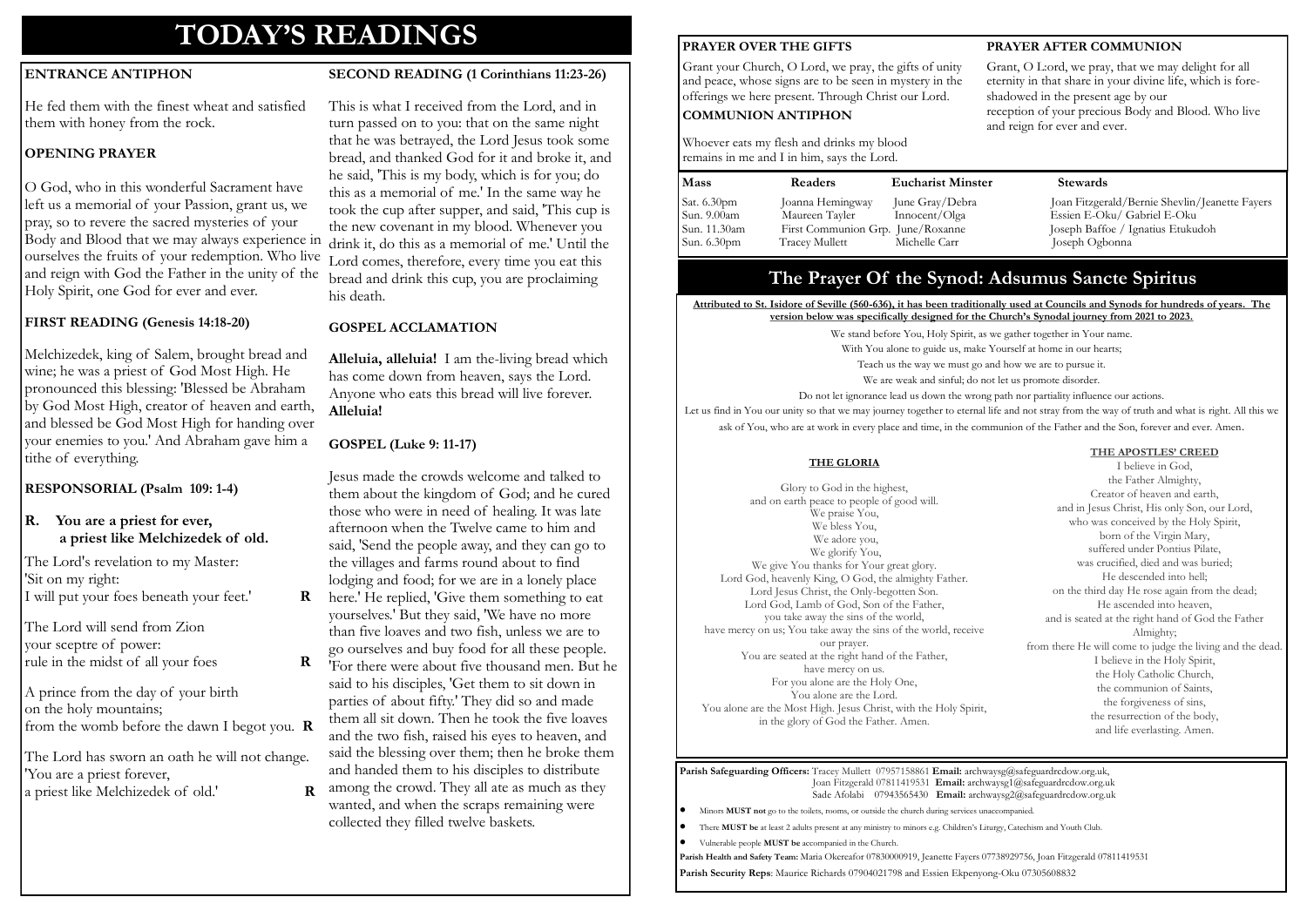# TODAY'S READINGS

## ENTRANCE ANTIPHON

He fed them with the finest wheat and satisfied them with honey from the rock.

## OPENING PRAYER

O God, who in this wonderful Sacrament have left us a memorial of your Passion, grant us, we pray, so to revere the sacred mysteries of your Body and Blood that we may always experience in ourselves the fruits of your redemption. Who live and reign with God the Father in the unity of the Holy Spirit, one God for ever and ever.

## FIRST READING (Genesis 14:18-20)

Melchizedek, king of Salem, brought bread and wine; he was a priest of God Most High. He pronounced this blessing: 'Blessed be Abraham by God Most High, creator of heaven and earth, and blessed be God Most High for handing over your enemies to you.' And Abraham gave him a tithe of everything.

## RESPONSORIAL (Psalm 109: 1-4)

**R. You are a priest for ever, a priest like Melchizedek of old.**

The Lord's revelation to my Master:
'Sit on my right:
I will put your foes beneath your feet.' **R**

The Lord will send from Zion
your sceptre of power:
rule in the midst of all your foes **R**

A prince from the day of your birth
on the holy mountains;
from the womb before the dawn I begot you. **R**

The Lord has sworn an oath he will not change.
'You are a priest forever,
a priest like Melchizedek of old.' **R**

## SECOND READING (1 Corinthians 11:23-26)

This is what I received from the Lord, and in turn passed on to you: that on the same night that he was betrayed, the Lord Jesus took some bread, and thanked God for it and broke it, and he said, 'This is my body, which is for you; do this as a memorial of me.' In the same way he took the cup after supper, and said, 'This cup is the new covenant in my blood. Whenever you drink it, do this as a memorial of me.' Until the Lord comes, therefore, every time you eat this bread and drink this cup, you are proclaiming his death.

## GOSPEL ACCLAMATION

**Alleluia, alleluia!** I am the-living bread which has come down from heaven, says the Lord. Anyone who eats this bread will live forever. **Alleluia!**

## GOSPEL (Luke 9: 11-17)

Jesus made the crowds welcome and talked to them about the kingdom of God; and he cured those who were in need of healing. It was late afternoon when the Twelve came to him and said, 'Send the people away, and they can go to the villages and farms round about to find lodging and food; for we are in a lonely place here.' He replied, 'Give them something to eat yourselves.' But they said, 'We have no more than five loaves and two fish, unless we are to go ourselves and buy food for all these people. 'For there were about five thousand men. But he said to his disciples, 'Get them to sit down in parties of about fifty.' They did so and made them all sit down. Then he took the five loaves and the two fish, raised his eyes to heaven, and said the blessing over them; then he broke them and handed them to his disciples to distribute among the crowd. They all ate as much as they wanted, and when the scraps remaining were collected they filled twelve baskets.

## PRAYER OVER THE GIFTS

Grant your Church, O Lord, we pray, the gifts of unity and peace, whose signs are to be seen in mystery in the offerings we here present. Through Christ our Lord.

## COMMUNION ANTIPHON

Whoever eats my flesh and drinks my blood remains in me and I in him, says the Lord.

## PRAYER AFTER COMMUNION

Grant, O L:ord, we pray, that we may delight for all eternity in that share in your divine life, which is fore-shadowed in the present age by our reception of your precious Body and Blood. Who live and reign for ever and ever.

| Mass | Readers | Eucharist Minster | Stewards |
|---|---|---|---|
| Sat. 6.30pm | Joanna Hemingway | June Gray/Debra | Joan Fitzgerald/Bernie Shevlin/Jeanette Fayers |
| Sun. 9.00am | Maureen Tayler | Innocent/Olga | Essien E-Oku/ Gabriel E-Oku |
| Sun. 11.30am | First Communion Grp. | June/Roxanne | Joseph Baffoe / Ignatius Etukudoh |
| Sun. 6.30pm | Tracey Mullett | Michelle Carr | Joseph Ogbonna |

# The Prayer Of the Synod: Adsumus Sancte Spiritus

**Attributed to St. Isidore of Seville (560-636), it has been traditionally used at Councils and Synods for hundreds of years. The version below was specifically designed for the Church's Synodal journey from 2021 to 2023.**

We stand before You, Holy Spirit, as we gather together in Your name.
With You alone to guide us, make Yourself at home in our hearts;
Teach us the way we must go and how we are to pursue it.
We are weak and sinful; do not let us promote disorder.
Do not let ignorance lead us down the wrong path nor partiality influence our actions.
Let us find in You our unity so that we may journey together to eternal life and not stray from the way of truth and what is right. All this we ask of You, who are at work in every place and time, in the communion of the Father and the Son, forever and ever. Amen.

## THE GLORIA

Glory to God in the highest,
and on earth peace to people of good will.
We praise You,
We bless You,
We adore you,
We glorify You,
We give You thanks for Your great glory.
Lord God, heavenly King, O God, the almighty Father.
Lord Jesus Christ, the Only-begotten Son.
Lord God, Lamb of God, Son of the Father,
you take away the sins of the world,
have mercy on us; You take away the sins of the world, receive our prayer.
You are seated at the right hand of the Father,
have mercy on us.
For you alone are the Holy One,
You alone are the Lord.
You alone are the Most High. Jesus Christ, with the Holy Spirit,
in the glory of God the Father. Amen.

## THE APOSTLES' CREED

I believe in God,
the Father Almighty,
Creator of heaven and earth,
and in Jesus Christ, His only Son, our Lord,
who was conceived by the Holy Spirit,
born of the Virgin Mary,
suffered under Pontius Pilate,
was crucified, died and was buried;
He descended into hell;
on the third day He rose again from the dead;
He ascended into heaven,
and is seated at the right hand of God the Father Almighty;
from there He will come to judge the living and the dead.
I believe in the Holy Spirit,
the Holy Catholic Church,
the communion of Saints,
the forgiveness of sins,
the resurrection of the body,
and life everlasting. Amen.

**Parish Safeguarding Officers:** Tracey Mullett 07957158861 **Email:** archwaysg@safeguardrcdow.org.uk,
Joan Fitzgerald 07811419531 **Email:** archwaysg1@safeguardrcdow.org.uk
Sade Afolabi 07943565430 **Email:** archwaysg2@safeguardrcdow.org.uk

- Minors **MUST not** go to the toilets, rooms, or outside the church during services unaccompanied.
- There **MUST be** at least 2 adults present at any ministry to minors e.g. Children's Liturgy, Catechism and Youth Club.
- Vulnerable people **MUST be** accompanied in the Church.

**Parish Health and Safety Team:** Maria Okereafor 07830000919, Jeanette Fayers 07738929756, Joan Fitzgerald 07811419531

**Parish Security Reps**: Maurice Richards 07904021798 and Essien Ekpenyong-Oku 07305608832